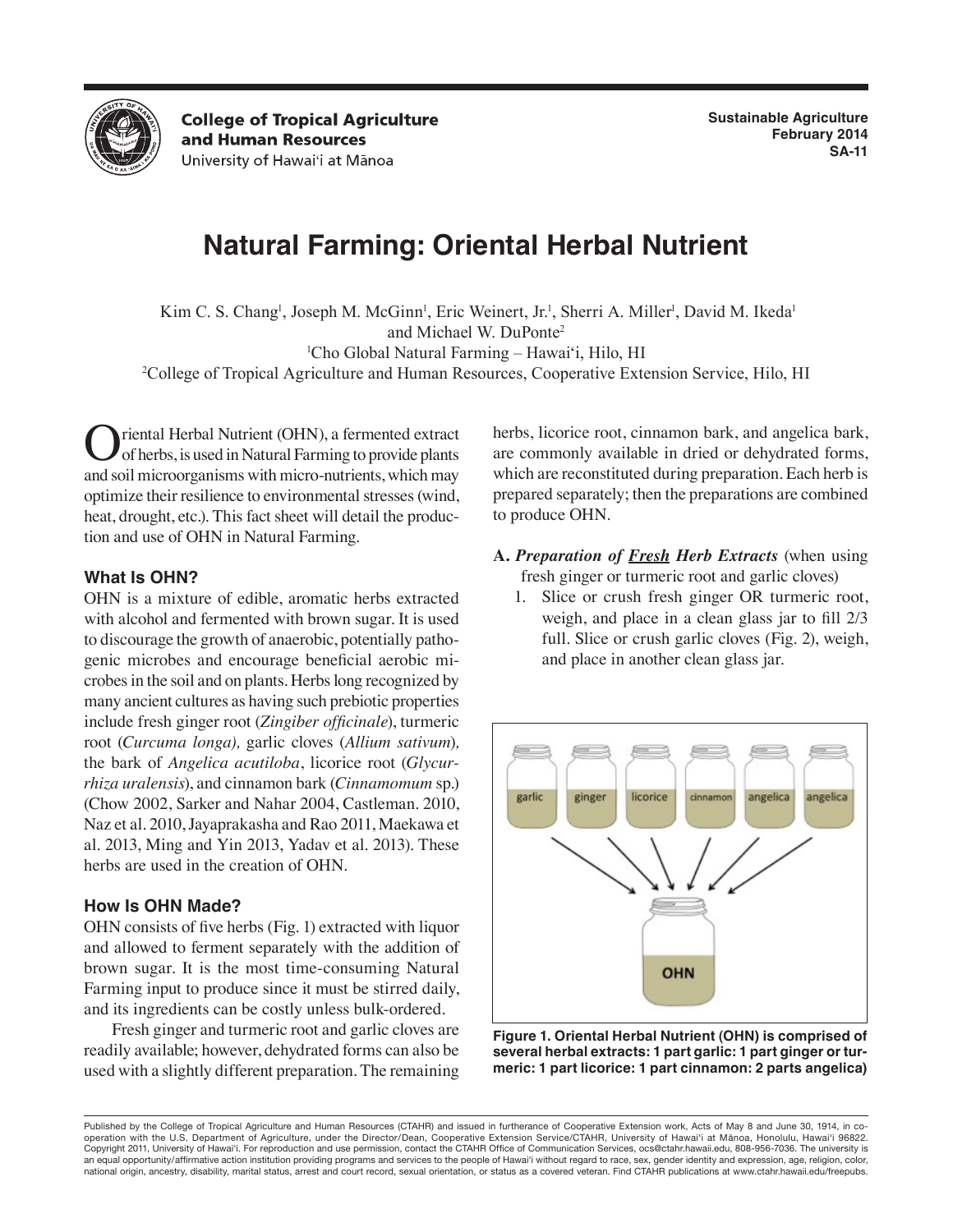College of Tropical Agriculture and Human Resources
University of Hawai'i at Mānoa

Sustainable Agriculture
February 2014
SA-11

# Natural Farming: Oriental Herbal Nutrient

Kim C. S. Chang[1], Joseph M. McGinn[1], Eric Weinert, Jr.[1], Sherri A. Miller[1], David M. Ikeda[1] and Michael W. DuPonte[2]

[1]Cho Global Natural Farming – Hawai'i, Hilo, HI

[2]College of Tropical Agriculture and Human Resources, Cooperative Extension Service, Hilo, HI

Oriental Herbal Nutrient (OHN), a fermented extract of herbs, is used in Natural Farming to provide plants and soil microorganisms with micro-nutrients, which may optimize their resilience to environmental stresses (wind, heat, drought, etc.). This fact sheet will detail the production and use of OHN in Natural Farming.

### What Is OHN?

OHN is a mixture of edible, aromatic herbs extracted with alcohol and fermented with brown sugar. It is used to discourage the growth of anaerobic, potentially pathogenic microbes and encourage beneficial aerobic microbes in the soil and on plants. Herbs long recognized by many ancient cultures as having such prebiotic properties include fresh ginger root (*Zingiber officinale*), turmeric root (*Curcuma longa),* garlic cloves (*Allium sativum*), the bark of *Angelica acutiloba*, licorice root (*Glycyrrhiza uralensis*), and cinnamon bark (*Cinnamomum* sp.) (Chow 2002, Sarker and Nahar 2004, Castleman. 2010, Naz et al. 2010, Jayaprakasha and Rao 2011, Maekawa et al. 2013, Ming and Yin 2013, Yadav et al. 2013). These herbs are used in the creation of OHN.

### How Is OHN Made?

OHN consists of five herbs (Fig. 1) extracted with liquor and allowed to ferment separately with the addition of brown sugar. It is the most time-consuming Natural Farming input to produce since it must be stirred daily, and its ingredients can be costly unless bulk-ordered.

Fresh ginger and turmeric root and garlic cloves are readily available; however, dehydrated forms can also be used with a slightly different preparation. The remaining herbs, licorice root, cinnamon bark, and angelica bark, are commonly available in dried or dehydrated forms, which are reconstituted during preparation. Each herb is prepared separately; then the preparations are combined to produce OHN.

**A.** ***Preparation of <u>Fresh</u> Herb Extracts*** (when using fresh ginger or turmeric root and garlic cloves)

1. Slice or crush fresh ginger OR turmeric root, weigh, and place in a clean glass jar to fill 2/3 full. Slice or crush garlic cloves (Fig. 2), weigh, and place in another clean glass jar.

**Figure 1. Oriental Herbal Nutrient (OHN) is comprised of several herbal extracts: 1 part garlic: 1 part ginger or turmeric: 1 part licorice: 1 part cinnamon: 2 parts angelica)**

Published by the College of Tropical Agriculture and Human Resources (CTAHR) and issued in furtherance of Cooperative Extension work, Acts of May 8 and June 30, 1914, in cooperation with the U.S. Department of Agriculture, under the Director/Dean, Cooperative Extension Service/CTAHR, University of Hawai'i at Mānoa, Honolulu, Hawai'i 96822. Copyright 2011, University of Hawai'i. For reproduction and use permission, contact the CTAHR Office of Communication Services, ocs@ctahr.hawaii.edu, 808-956-7036. The university is an equal opportunity/affirmative action institution providing programs and services to the people of Hawai'i without regard to race, sex, gender identity and expression, age, religion, color, national origin, ancestry, disability, marital status, arrest and court record, sexual orientation, or status as a covered veteran. Find CTAHR publications at www.ctahr.hawaii.edu/freepubs.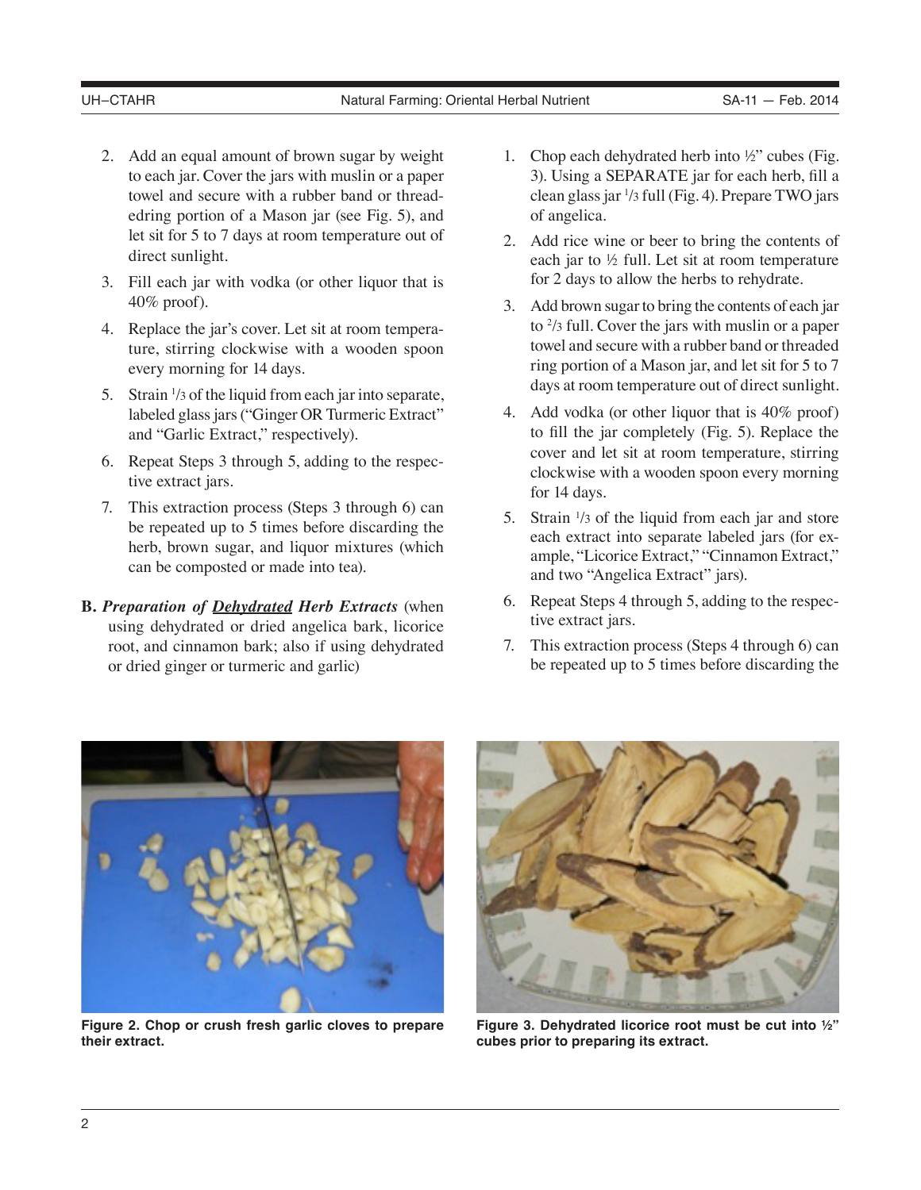2. Add an equal amount of brown sugar by weight to each jar. Cover the jars with muslin or a paper towel and secure with a rubber band or threaded-ring portion of a Mason jar (see Fig. 5), and let sit for 5 to 7 days at room temperature out of direct sunlight.
3. Fill each jar with vodka (or other liquor that is 40% proof).
4. Replace the jar's cover. Let sit at room temperature, stirring clockwise with a wooden spoon every morning for 14 days.
5. Strain 1/3 of the liquid from each jar into separate, labeled glass jars ("Ginger OR Turmeric Extract" and "Garlic Extract," respectively).
6. Repeat Steps 3 through 5, adding to the respective extract jars.
7. This extraction process (Steps 3 through 6) can be repeated up to 5 times before discarding the herb, brown sugar, and liquor mixtures (which can be composted or made into tea).

**B. *Preparation of Dehydrated Herb Extracts*** (when using dehydrated or dried angelica bark, licorice root, and cinnamon bark; also if using dehydrated or dried ginger or turmeric and garlic)

1. Chop each dehydrated herb into ½" cubes (Fig. 3). Using a SEPARATE jar for each herb, fill a clean glass jar 1/3 full (Fig. 4). Prepare TWO jars of angelica.
2. Add rice wine or beer to bring the contents of each jar to ½ full. Let sit at room temperature for 2 days to allow the herbs to rehydrate.
3. Add brown sugar to bring the contents of each jar to 2/3 full. Cover the jars with muslin or a paper towel and secure with a rubber band or threaded ring portion of a Mason jar, and let sit for 5 to 7 days at room temperature out of direct sunlight.
4. Add vodka (or other liquor that is 40% proof) to fill the jar completely (Fig. 5). Replace the cover and let sit at room temperature, stirring clockwise with a wooden spoon every morning for 14 days.
5. Strain 1/3 of the liquid from each jar and store each extract into separate labeled jars (for example, "Licorice Extract," "Cinnamon Extract," and two "Angelica Extract" jars).
6. Repeat Steps 4 through 5, adding to the respective extract jars.
7. This extraction process (Steps 4 through 6) can be repeated up to 5 times before discarding the

**Figure 2. Chop or crush fresh garlic cloves to prepare their extract.**

**Figure 3. Dehydrated licorice root must be cut into ½" cubes prior to preparing its extract.**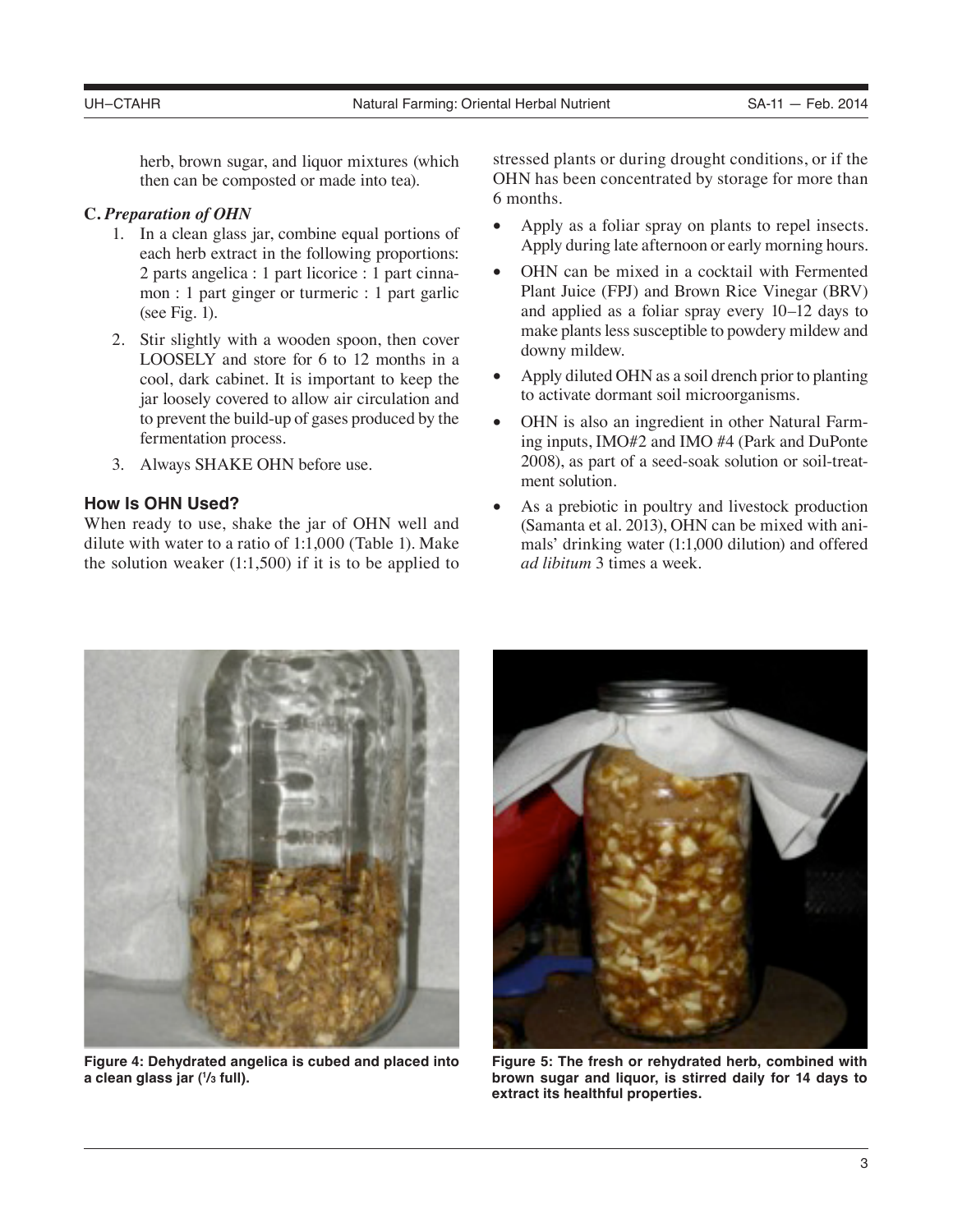herb, brown sugar, and liquor mixtures (which then can be composted or made into tea).

**C.** ***Preparation of OHN***

1. In a clean glass jar, combine equal portions of each herb extract in the following proportions: 2 parts angelica : 1 part licorice : 1 part cinnamon : 1 part ginger or turmeric : 1 part garlic (see Fig. 1).
2. Stir slightly with a wooden spoon, then cover LOOSELY and store for 6 to 12 months in a cool, dark cabinet. It is important to keep the jar loosely covered to allow air circulation and to prevent the build-up of gases produced by the fermentation process.
3. Always SHAKE OHN before use.

## How Is OHN Used?

When ready to use, shake the jar of OHN well and dilute with water to a ratio of 1:1,000 (Table 1). Make the solution weaker (1:1,500) if it is to be applied to stressed plants or during drought conditions, or if the OHN has been concentrated by storage for more than 6 months.

- Apply as a foliar spray on plants to repel insects. Apply during late afternoon or early morning hours.
- OHN can be mixed in a cocktail with Fermented Plant Juice (FPJ) and Brown Rice Vinegar (BRV) and applied as a foliar spray every 10–12 days to make plants less susceptible to powdery mildew and downy mildew.
- Apply diluted OHN as a soil drench prior to planting to activate dormant soil microorganisms.
- OHN is also an ingredient in other Natural Farming inputs, IMO#2 and IMO #4 (Park and DuPonte 2008), as part of a seed-soak solution or soil-treatment solution.
- As a prebiotic in poultry and livestock production (Samanta et al. 2013), OHN can be mixed with animals' drinking water (1:1,000 dilution) and offered *ad libitum* 3 times a week.

**Figure 4: Dehydrated angelica is cubed and placed into a clean glass jar (1/3 full).**

**Figure 5: The fresh or rehydrated herb, combined with brown sugar and liquor, is stirred daily for 14 days to extract its healthful properties.**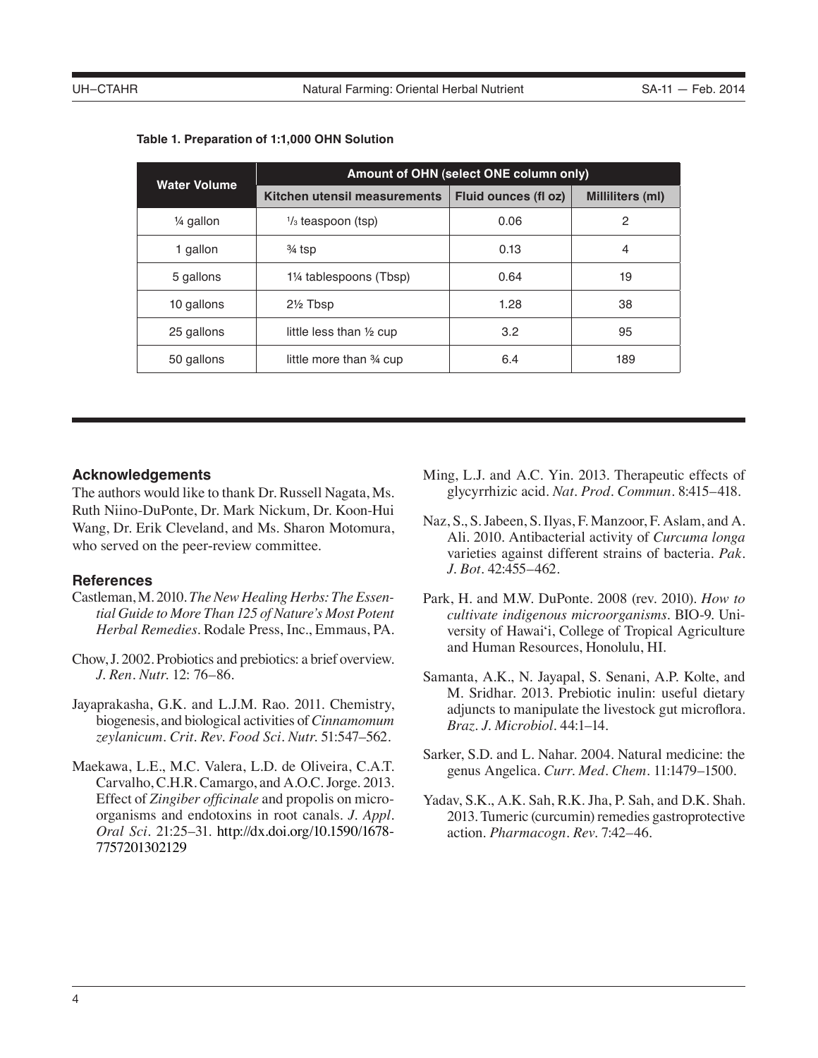**Table 1. Preparation of 1:1,000 OHN Solution**

| Water Volume | Amount of OHN (select ONE column only) | | |
|---|---|---|---|
| | Kitchen utensil measurements | Fluid ounces (fl oz) | Milliliters (ml) |
| ¼ gallon | ⅓ teaspoon (tsp) | 0.06 | 2 |
| 1 gallon | ¾ tsp | 0.13 | 4 |
| 5 gallons | 1¼ tablespoons (Tbsp) | 0.64 | 19 |
| 10 gallons | 2½ Tbsp | 1.28 | 38 |
| 25 gallons | little less than ½ cup | 3.2 | 95 |
| 50 gallons | little more than ¾ cup | 6.4 | 189 |

### Acknowledgements

The authors would like to thank Dr. Russell Nagata, Ms. Ruth Niino-DuPonte, Dr. Mark Nickum, Dr. Koon-Hui Wang, Dr. Erik Cleveland, and Ms. Sharon Motomura, who served on the peer-review committee.

### References

Castleman, M. 2010. *The New Healing Herbs: The Essential Guide to More Than 125 of Nature's Most Potent Herbal Remedies*. Rodale Press, Inc., Emmaus, PA.

Chow, J. 2002. Probiotics and prebiotics: a brief overview. *J. Ren. Nutr.* 12: 76–86.

Jayaprakasha, G.K. and L.J.M. Rao. 2011. Chemistry, biogenesis, and biological activities of *Cinnamomum zeylanicum*. *Crit. Rev. Food Sci. Nutr.* 51:547–562.

Maekawa, L.E., M.C. Valera, L.D. de Oliveira, C.A.T. Carvalho, C.H.R. Camargo, and A.O.C. Jorge. 2013. Effect of *Zingiber officinale* and propolis on microorganisms and endotoxins in root canals. *J. Appl. Oral Sci.* 21:25–31. http://dx.doi.org/10.1590/1678-7757201302129

Ming, L.J. and A.C. Yin. 2013. Therapeutic effects of glycyrrhizic acid. *Nat. Prod. Commun.* 8:415–418.

Naz, S., S. Jabeen, S. Ilyas, F. Manzoor, F. Aslam, and A. Ali. 2010. Antibacterial activity of *Curcuma longa* varieties against different strains of bacteria. *Pak. J. Bot.* 42:455–462.

Park, H. and M.W. DuPonte. 2008 (rev. 2010). *How to cultivate indigenous microorganisms*. BIO-9. University of Hawai'i, College of Tropical Agriculture and Human Resources, Honolulu, HI.

Samanta, A.K., N. Jayapal, S. Senani, A.P. Kolte, and M. Sridhar. 2013. Prebiotic inulin: useful dietary adjuncts to manipulate the livestock gut microflora. *Braz. J. Microbiol.* 44:1–14.

Sarker, S.D. and L. Nahar. 2004. Natural medicine: the genus Angelica. *Curr. Med. Chem.* 11:1479–1500.

Yadav, S.K., A.K. Sah, R.K. Jha, P. Sah, and D.K. Shah. 2013. Tumeric (curcumin) remedies gastroprotective action. *Pharmacogn. Rev.* 7:42–46.